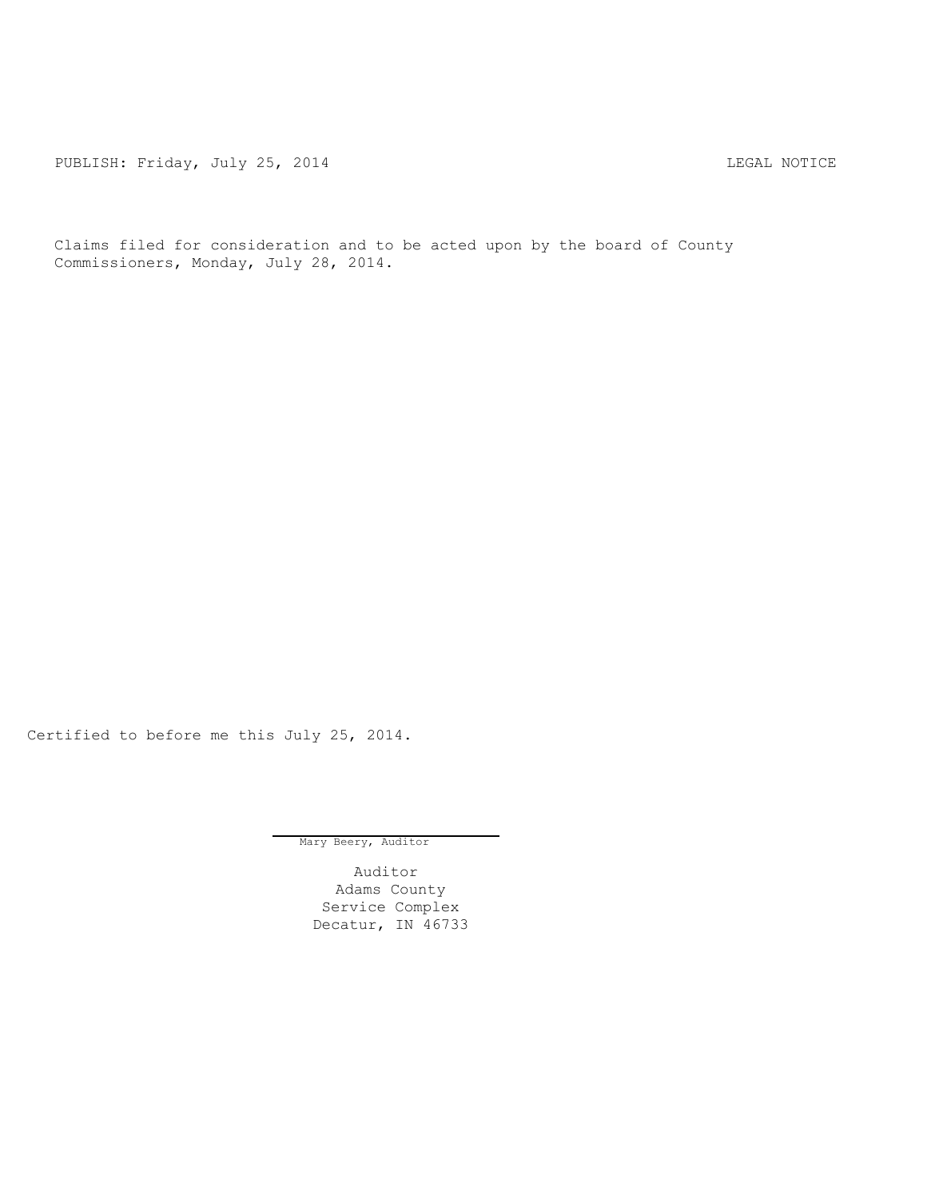PUBLISH: Friday, July 25, 2014 LEGAL NOTICE

Claims filed for consideration and to be acted upon by the board of County Commissioners, Monday, July 28, 2014.

Certified to before me this July 25, 2014.

Mary Beery, Auditor

Auditor
Adams County
Service Complex
Decatur, IN 46733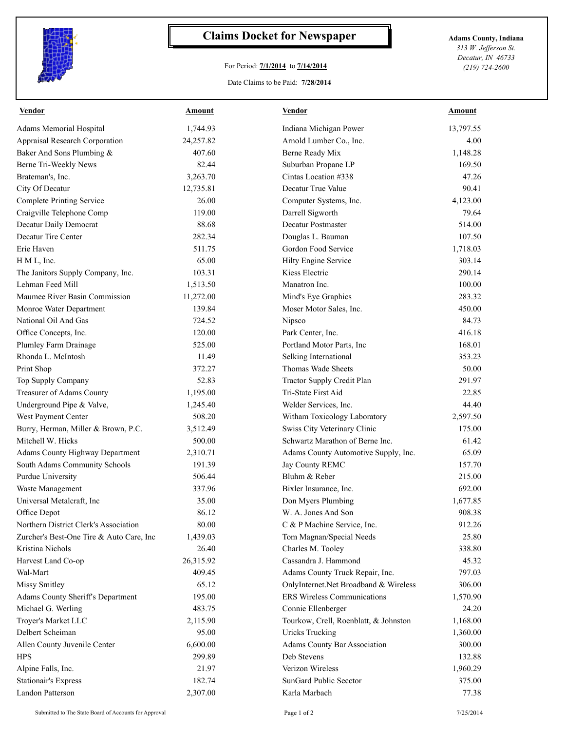# Claims Docket for Newspaper

For Period: **7/1/2014** to **7/14/2014**

Date Claims to be Paid: **7/28/2014**

**Adams County, Indiana**
*313 W. Jefferson St.*
*Decatur, IN 46733*
*(219) 724-2600*

| Vendor | Amount | Vendor | Amount |
|---|---|---|---|
| Adams Memorial Hospital | 1,744.93 | Indiana Michigan Power | 13,797.55 |
| Appraisal Research Corporation | 24,257.82 | Arnold Lumber Co., Inc. | 4.00 |
| Baker And Sons Plumbing & | 407.60 | Berne Ready Mix | 1,148.28 |
| Berne Tri-Weekly News | 82.44 | Suburban Propane LP | 169.50 |
| Brateman's, Inc. | 3,263.70 | Cintas Location #338 | 47.26 |
| City Of Decatur | 12,735.81 | Decatur True Value | 90.41 |
| Complete Printing Service | 26.00 | Computer Systems, Inc. | 4,123.00 |
| Craigville Telephone Comp | 119.00 | Darrell Sigworth | 79.64 |
| Decatur Daily Democrat | 88.68 | Decatur Postmaster | 514.00 |
| Decatur Tire Center | 282.34 | Douglas L. Bauman | 107.50 |
| Erie Haven | 511.75 | Gordon Food Service | 1,718.03 |
| H M L, Inc. | 65.00 | Hilty Engine Service | 303.14 |
| The Janitors Supply Company, Inc. | 103.31 | Kiess Electric | 290.14 |
| Lehman Feed Mill | 1,513.50 | Manatron Inc. | 100.00 |
| Maumee River Basin Commission | 11,272.00 | Mind's Eye Graphics | 283.32 |
| Monroe Water Department | 139.84 | Moser Motor Sales, Inc. | 450.00 |
| National Oil And Gas | 724.52 | Nipsco | 84.73 |
| Office Concepts, Inc. | 120.00 | Park Center, Inc. | 416.18 |
| Plumley Farm Drainage | 525.00 | Portland Motor Parts, Inc | 168.01 |
| Rhonda L. McIntosh | 11.49 | Selking International | 353.23 |
| Print Shop | 372.27 | Thomas Wade Sheets | 50.00 |
| Top Supply Company | 52.83 | Tractor Supply Credit Plan | 291.97 |
| Treasurer of Adams County | 1,195.00 | Tri-State First Aid | 22.85 |
| Underground Pipe & Valve, | 1,245.40 | Welder Services, Inc. | 44.40 |
| West Payment Center | 508.20 | Witham Toxicology Laboratory | 2,597.50 |
| Burry, Herman, Miller & Brown, P.C. | 3,512.49 | Swiss City Veterinary Clinic | 175.00 |
| Mitchell W. Hicks | 500.00 | Schwartz Marathon of Berne Inc. | 61.42 |
| Adams County Highway Department | 2,310.71 | Adams County Automotive Supply, Inc. | 65.09 |
| South Adams Community Schools | 191.39 | Jay County REMC | 157.70 |
| Purdue University | 506.44 | Bluhm & Reber | 215.00 |
| Waste Management | 337.96 | Bixler Insurance, Inc. | 692.00 |
| Universal Metalcraft, Inc | 35.00 | Don Myers Plumbing | 1,677.85 |
| Office Depot | 86.12 | W. A. Jones And Son | 908.38 |
| Northern District Clerk's Association | 80.00 | C & P Machine Service, Inc. | 912.26 |
| Zurcher's Best-One Tire & Auto Care, Inc | 1,439.03 | Tom Magnan/Special Needs | 25.80 |
| Kristina Nichols | 26.40 | Charles M. Tooley | 338.80 |
| Harvest Land Co-op | 26,315.92 | Cassandra J. Hammond | 45.32 |
| Wal-Mart | 409.45 | Adams County Truck Repair, Inc. | 797.03 |
| Missy Smitley | 65.12 | OnlyInternet.Net Broadband & Wireless | 306.00 |
| Adams County Sheriff's Department | 195.00 | ERS Wireless Communications | 1,570.90 |
| Michael G. Werling | 483.75 | Connie Ellenberger | 24.20 |
| Troyer's Market LLC | 2,115.90 | Tourkow, Crell, Roenblatt, & Johnston | 1,168.00 |
| Delbert Scheiman | 95.00 | Uricks Trucking | 1,360.00 |
| Allen County Juvenile Center | 6,600.00 | Adams County Bar Association | 300.00 |
| HPS | 299.89 | Deb Stevens | 132.88 |
| Alpine Falls, Inc. | 21.97 | Verizon Wireless | 1,960.29 |
| Stationair's Express | 182.74 | SunGard Public Secctor | 375.00 |
| Landon Patterson | 2,307.00 | Karla Marbach | 77.38 |

Submitted to The State Board of Accounts for Approval — 7/25/2014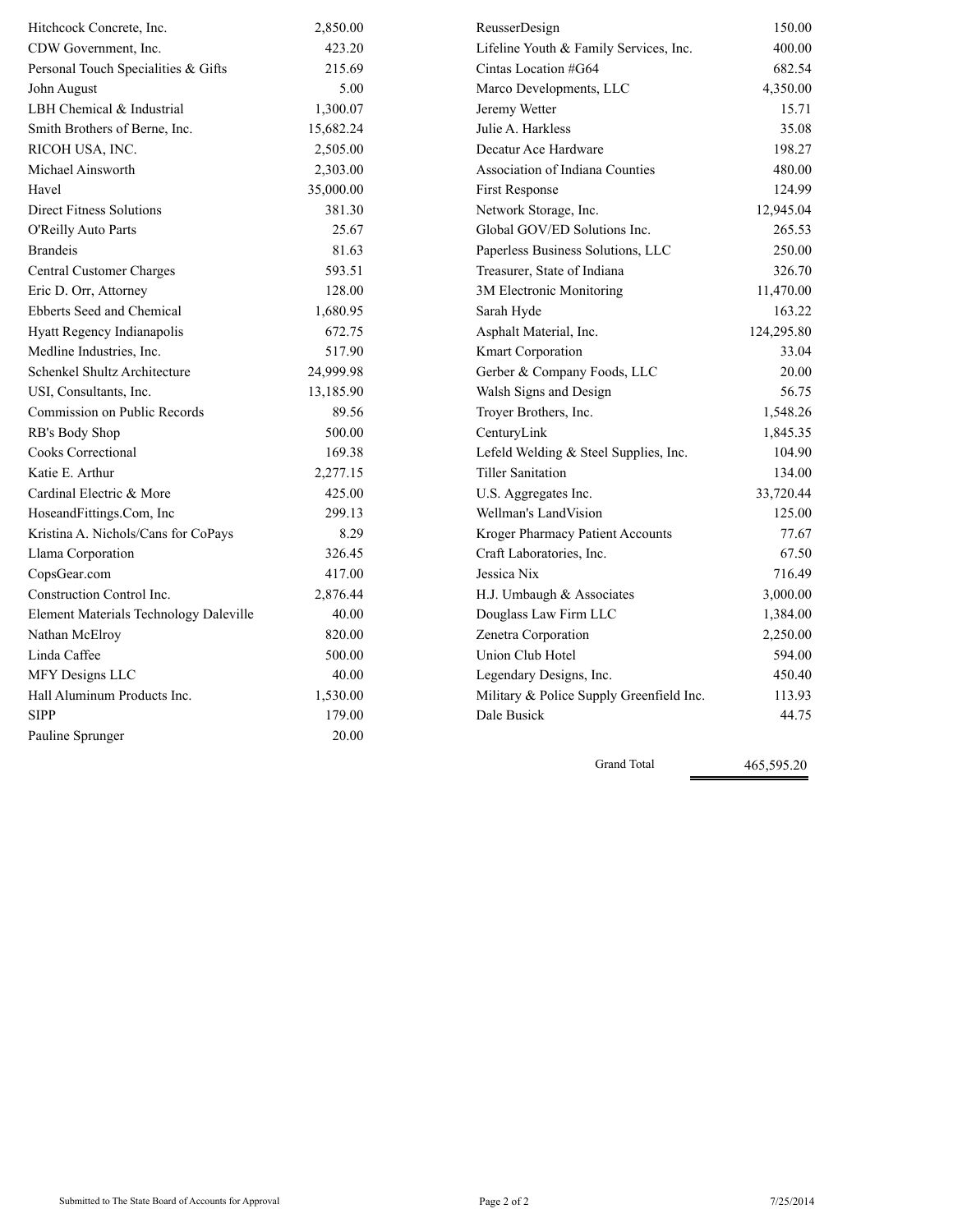| | |
|---|---|
| Hitchcock Concrete, Inc. | 2,850.00 |
| CDW Government, Inc. | 423.20 |
| Personal Touch Specialities & Gifts | 215.69 |
| John August | 5.00 |
| LBH Chemical & Industrial | 1,300.07 |
| Smith Brothers of Berne, Inc. | 15,682.24 |
| RICOH USA, INC. | 2,505.00 |
| Michael Ainsworth | 2,303.00 |
| Havel | 35,000.00 |
| Direct Fitness Solutions | 381.30 |
| O'Reilly Auto Parts | 25.67 |
| Brandeis | 81.63 |
| Central Customer Charges | 593.51 |
| Eric D. Orr, Attorney | 128.00 |
| Ebberts Seed and Chemical | 1,680.95 |
| Hyatt Regency Indianapolis | 672.75 |
| Medline Industries, Inc. | 517.90 |
| Schenkel Shultz Architecture | 24,999.98 |
| USI, Consultants, Inc. | 13,185.90 |
| Commission on Public Records | 89.56 |
| RB's Body Shop | 500.00 |
| Cooks Correctional | 169.38 |
| Katie E. Arthur | 2,277.15 |
| Cardinal Electric & More | 425.00 |
| HoseandFittings.Com, Inc | 299.13 |
| Kristina A. Nichols/Cans for CoPays | 8.29 |
| Llama Corporation | 326.45 |
| CopsGear.com | 417.00 |
| Construction Control Inc. | 2,876.44 |
| Element Materials Technology Daleville | 40.00 |
| Nathan McElroy | 820.00 |
| Linda Caffee | 500.00 |
| MFY Designs LLC | 40.00 |
| Hall Aluminum Products Inc. | 1,530.00 |
| SIPP | 179.00 |
| Pauline Sprunger | 20.00 |
| ReusserDesign | 150.00 |
| Lifeline Youth & Family Services, Inc. | 400.00 |
| Cintas Location #G64 | 682.54 |
| Marco Developments, LLC | 4,350.00 |
| Jeremy Wetter | 15.71 |
| Julie A. Harkless | 35.08 |
| Decatur Ace Hardware | 198.27 |
| Association of Indiana Counties | 480.00 |
| First Response | 124.99 |
| Network Storage, Inc. | 12,945.04 |
| Global GOV/ED Solutions Inc. | 265.53 |
| Paperless Business Solutions, LLC | 250.00 |
| Treasurer, State of Indiana | 326.70 |
| 3M Electronic Monitoring | 11,470.00 |
| Sarah Hyde | 163.22 |
| Asphalt Material, Inc. | 124,295.80 |
| Kmart Corporation | 33.04 |
| Gerber & Company Foods, LLC | 20.00 |
| Walsh Signs and Design | 56.75 |
| Troyer Brothers, Inc. | 1,548.26 |
| CenturyLink | 1,845.35 |
| Lefeld Welding & Steel Supplies, Inc. | 104.90 |
| Tiller Sanitation | 134.00 |
| U.S. Aggregates Inc. | 33,720.44 |
| Wellman's LandVision | 125.00 |
| Kroger Pharmacy Patient Accounts | 77.67 |
| Craft Laboratories, Inc. | 67.50 |
| Jessica Nix | 716.49 |
| H.J. Umbaugh & Associates | 3,000.00 |
| Douglass Law Firm LLC | 1,384.00 |
| Zenetra Corporation | 2,250.00 |
| Union Club Hotel | 594.00 |
| Legendary Designs, Inc. | 450.40 |
| Military & Police Supply Greenfield Inc. | 113.93 |
| Dale Busick | 44.75 |
| **Grand Total** | **465,595.20** |

Submitted to The State Board of Accounts for Approval

7/25/2014